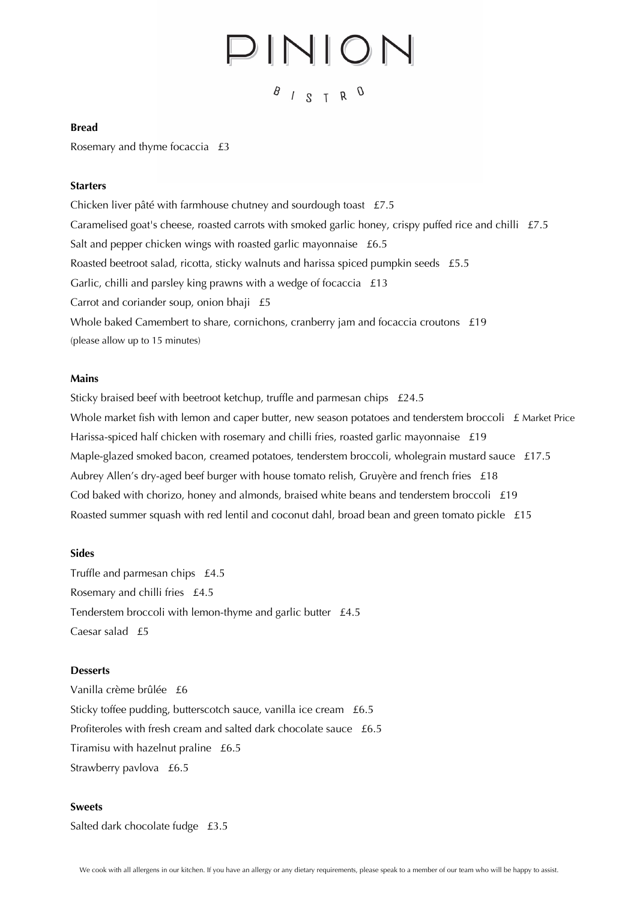# PINION

## BISTRO

**Bread**

Rosemary and thyme focaccia   £3

**Starters**

Chicken liver pâté with farmhouse chutney and sourdough toast   £7.5

Caramelised goat's cheese, roasted carrots with smoked garlic honey, crispy puffed rice and chilli   £7.5

Salt and pepper chicken wings with roasted garlic mayonnaise   £6.5

Roasted beetroot salad, ricotta, sticky walnuts and harissa spiced pumpkin seeds   £5.5

Garlic, chilli and parsley king prawns with a wedge of focaccia   £13

Carrot and coriander soup, onion bhaji   £5

Whole baked Camembert to share, cornichons, cranberry jam and focaccia croutons   £19
(please allow up to 15 minutes)

**Mains**

Sticky braised beef with beetroot ketchup, truffle and parmesan chips   £24.5

Whole market fish with lemon and caper butter, new season potatoes and tenderstem broccoli   £ Market Price

Harissa-spiced half chicken with rosemary and chilli fries, roasted garlic mayonnaise   £19

Maple-glazed smoked bacon, creamed potatoes, tenderstem broccoli, wholegrain mustard sauce   £17.5

Aubrey Allen's dry-aged beef burger with house tomato relish, Gruyère and french fries   £18

Cod baked with chorizo, honey and almonds, braised white beans and tenderstem broccoli   £19

Roasted summer squash with red lentil and coconut dahl, broad bean and green tomato pickle   £15

**Sides**

Truffle and parmesan chips   £4.5

Rosemary and chilli fries   £4.5

Tenderstem broccoli with lemon-thyme and garlic butter   £4.5

Caesar salad   £5

**Desserts**

Vanilla crème brûlée   £6

Sticky toffee pudding, butterscotch sauce, vanilla ice cream   £6.5

Profiteroles with fresh cream and salted dark chocolate sauce   £6.5

Tiramisu with hazelnut praline   £6.5

Strawberry pavlova   £6.5

**Sweets**

Salted dark chocolate fudge   £3.5

We cook with all allergens in our kitchen. If you have an allergy or any dietary requirements, please speak to a member of our team who will be happy to assist.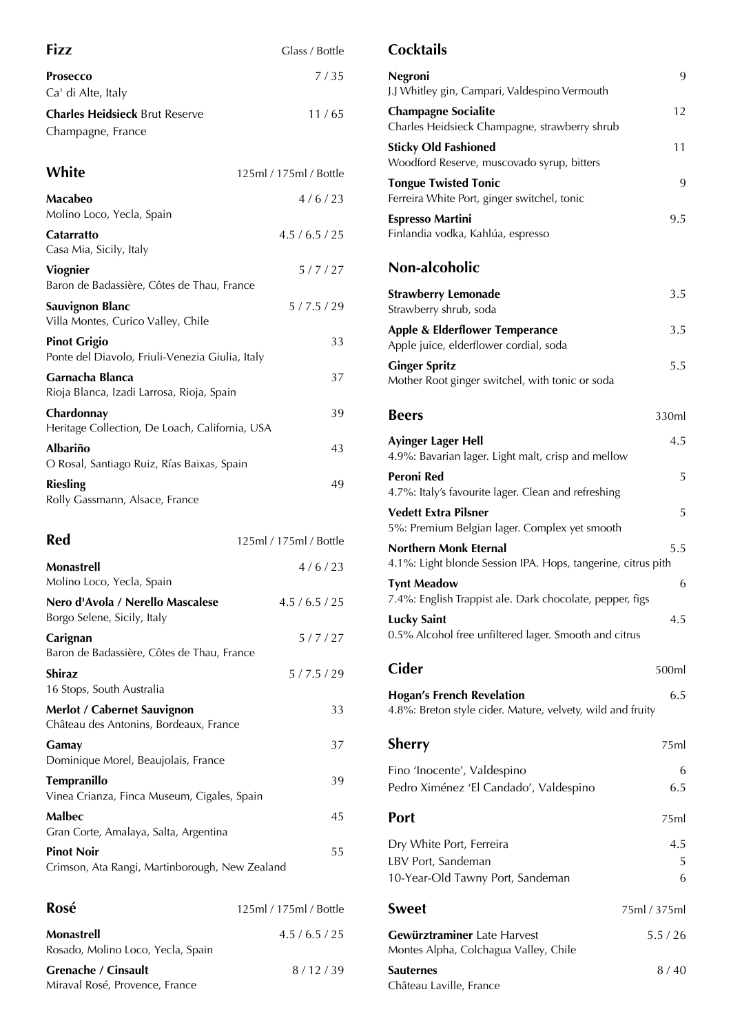## Fizz

Glass / Bottle

**Prosecco** — 7 / 35
Ca' di Alte, Italy

**Charles Heidsieck** Brut Reserve — 11 / 65
Champagne, France

## White

125ml / 175ml / Bottle

**Macabeo** — 4 / 6 / 23
Molino Loco, Yecla, Spain

**Catarratto** — 4.5 / 6.5 / 25
Casa Mia, Sicily, Italy

**Viognier** — 5 / 7 / 27
Baron de Badassière, Côtes de Thau, France

**Sauvignon Blanc** — 5 / 7.5 / 29
Villa Montes, Curico Valley, Chile

**Pinot Grigio** — 33
Ponte del Diavolo, Friuli-Venezia Giulia, Italy

**Garnacha Blanca** — 37
Rioja Blanca, Izadi Larrosa, Rioja, Spain

**Chardonnay** — 39
Heritage Collection, De Loach, California, USA

**Albariño** — 43
O Rosal, Santiago Ruiz, Rías Baixas, Spain

**Riesling** — 49
Rolly Gassmann, Alsace, France

## Red

125ml / 175ml / Bottle

**Monastrell** — 4 / 6 / 23
Molino Loco, Yecla, Spain

**Nero d'Avola / Nerello Mascalese** — 4.5 / 6.5 / 25
Borgo Selene, Sicily, Italy

**Carignan** — 5 / 7 / 27
Baron de Badassière, Côtes de Thau, France

**Shiraz** — 5 / 7.5 / 29
16 Stops, South Australia

**Merlot / Cabernet Sauvignon** — 33
Château des Antonins, Bordeaux, France

**Gamay** — 37
Dominique Morel, Beaujolais, France

**Tempranillo** — 39
Vinea Crianza, Finca Museum, Cigales, Spain

**Malbec** — 45
Gran Corte, Amalaya, Salta, Argentina

**Pinot Noir** — 55
Crimson, Ata Rangi, Martinborough, New Zealand

## Rosé

125ml / 175ml / Bottle

**Monastrell** — 4.5 / 6.5 / 25
Rosado, Molino Loco, Yecla, Spain

**Grenache / Cinsault** — 8 / 12 / 39
Miraval Rosé, Provence, France

## Cocktails

**Negroni** — 9
J.J Whitley gin, Campari, Valdespino Vermouth

**Champagne Socialite** — 12
Charles Heidsieck Champagne, strawberry shrub

**Sticky Old Fashioned** — 11
Woodford Reserve, muscovado syrup, bitters

**Tongue Twisted Tonic** — 9
Ferreira White Port, ginger switchel, tonic

**Espresso Martini** — 9.5
Finlandia vodka, Kahlúa, espresso

## Non-alcoholic

**Strawberry Lemonade** — 3.5
Strawberry shrub, soda

**Apple & Elderflower Temperance** — 3.5
Apple juice, elderflower cordial, soda

**Ginger Spritz** — 5.5
Mother Root ginger switchel, with tonic or soda

## Beers

330ml

**Ayinger Lager Hell** — 4.5
4.9%: Bavarian lager. Light malt, crisp and mellow

**Peroni Red** — 5
4.7%: Italy's favourite lager. Clean and refreshing

**Vedett Extra Pilsner** — 5
5%: Premium Belgian lager. Complex yet smooth

**Northern Monk Eternal** — 5.5
4.1%: Light blonde Session IPA. Hops, tangerine, citrus pith

**Tynt Meadow** — 6
7.4%: English Trappist ale. Dark chocolate, pepper, figs

**Lucky Saint** — 4.5
0.5% Alcohol free unfiltered lager. Smooth and citrus

## Cider

500ml

**Hogan's French Revelation** — 6.5
4.8%: Breton style cider. Mature, velvety, wild and fruity

## Sherry

75ml

Fino 'Inocente', Valdespino — 6
Pedro Ximénez 'El Candado', Valdespino — 6.5

## Port

75ml

Dry White Port, Ferreira — 4.5
LBV Port, Sandeman — 5
10-Year-Old Tawny Port, Sandeman — 6

## Sweet

75ml / 375ml

**Gewürztraminer** Late Harvest — 5.5 / 26
Montes Alpha, Colchagua Valley, Chile

**Sauternes** — 8 / 40
Château Laville, France